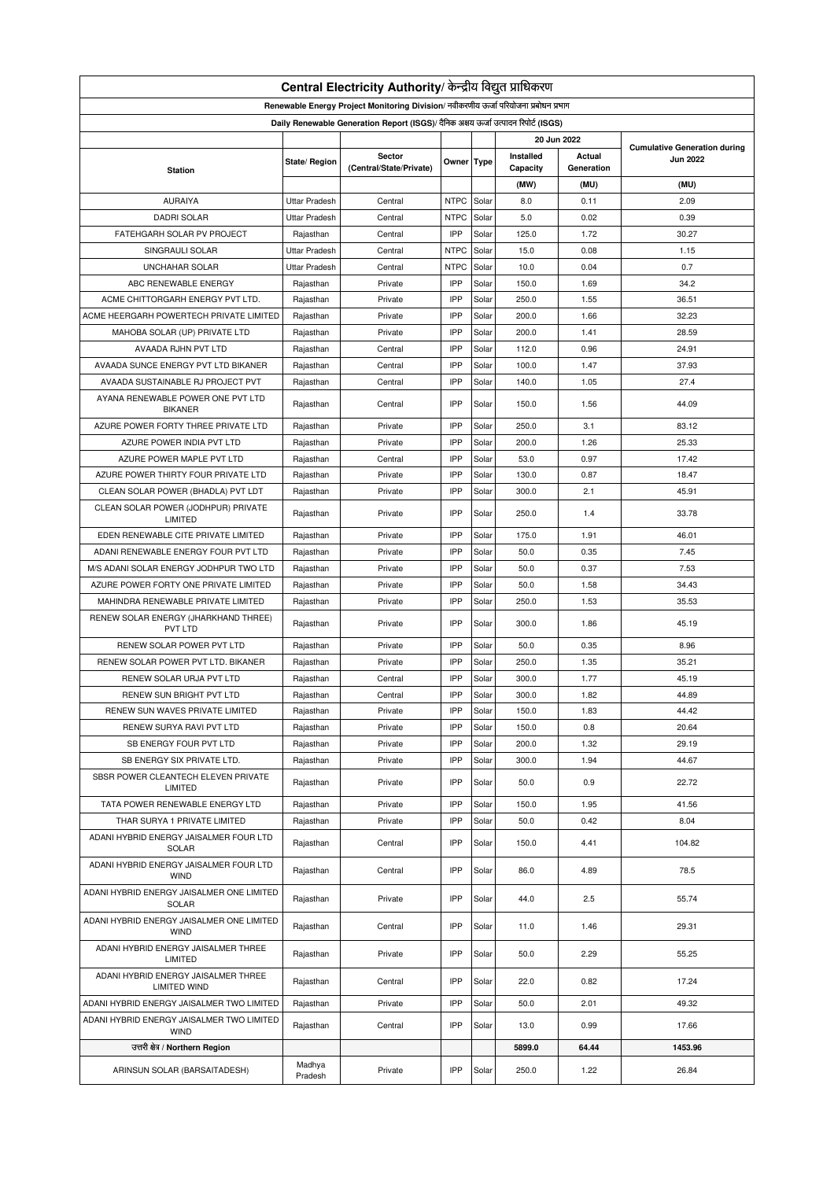# Central Electricity Authority/ केन्द्रीय विद्युत प्राधिकरण

## Renewable Energy Project Monitoring Division/ नवीकरणीय ऊर्जा परियोजना प्रबोधन प्रभाग

### Daily Renewable Generation Report (ISGS)/ दैनिक अक्षय ऊर्जा उत्पादन रिपोर्ट (ISGS)

| Station | State/ Region | Sector (Central/State/Private) | Owner | Type | 20 Jun 2022 | | Cumulative Generation during Jun 2022 |
|---|---|---|---|---|---|---|---|
| | | | | | Installed Capacity | Actual Generation | |
| | | | | | (MW) | (MU) | (MU) |
| AURAIYA | Uttar Pradesh | Central | NTPC | Solar | 8.0 | 0.11 | 2.09 |
| DADRI SOLAR | Uttar Pradesh | Central | NTPC | Solar | 5.0 | 0.02 | 0.39 |
| FATEHGARH SOLAR PV PROJECT | Rajasthan | Central | IPP | Solar | 125.0 | 1.72 | 30.27 |
| SINGRAULI SOLAR | Uttar Pradesh | Central | NTPC | Solar | 15.0 | 0.08 | 1.15 |
| UNCHAHAR SOLAR | Uttar Pradesh | Central | NTPC | Solar | 10.0 | 0.04 | 0.7 |
| ABC RENEWABLE ENERGY | Rajasthan | Private | IPP | Solar | 150.0 | 1.69 | 34.2 |
| ACME CHITTORGARH ENERGY PVT LTD. | Rajasthan | Private | IPP | Solar | 250.0 | 1.55 | 36.51 |
| ACME HEERGARH POWERTECH PRIVATE LIMITED | Rajasthan | Private | IPP | Solar | 200.0 | 1.66 | 32.23 |
| MAHOBA SOLAR (UP) PRIVATE LTD | Rajasthan | Private | IPP | Solar | 200.0 | 1.41 | 28.59 |
| AVAADA RJHN PVT LTD | Rajasthan | Central | IPP | Solar | 112.0 | 0.96 | 24.91 |
| AVAADA SUNCE ENERGY PVT LTD BIKANER | Rajasthan | Central | IPP | Solar | 100.0 | 1.47 | 37.93 |
| AVAADA SUSTAINABLE RJ PROJECT PVT | Rajasthan | Central | IPP | Solar | 140.0 | 1.05 | 27.4 |
| AYANA RENEWABLE POWER ONE PVT LTD BIKANER | Rajasthan | Central | IPP | Solar | 150.0 | 1.56 | 44.09 |
| AZURE POWER FORTY THREE PRIVATE LTD | Rajasthan | Private | IPP | Solar | 250.0 | 3.1 | 83.12 |
| AZURE POWER INDIA PVT LTD | Rajasthan | Private | IPP | Solar | 200.0 | 1.26 | 25.33 |
| AZURE POWER MAPLE PVT LTD | Rajasthan | Central | IPP | Solar | 53.0 | 0.97 | 17.42 |
| AZURE POWER THIRTY FOUR PRIVATE LTD | Rajasthan | Private | IPP | Solar | 130.0 | 0.87 | 18.47 |
| CLEAN SOLAR POWER (BHADLA) PVT LDT | Rajasthan | Private | IPP | Solar | 300.0 | 2.1 | 45.91 |
| CLEAN SOLAR POWER (JODHPUR) PRIVATE LIMITED | Rajasthan | Private | IPP | Solar | 250.0 | 1.4 | 33.78 |
| EDEN RENEWABLE CITE PRIVATE LIMITED | Rajasthan | Private | IPP | Solar | 175.0 | 1.91 | 46.01 |
| ADANI RENEWABLE ENERGY FOUR PVT LTD | Rajasthan | Private | IPP | Solar | 50.0 | 0.35 | 7.45 |
| M/S ADANI SOLAR ENERGY JODHPUR TWO LTD | Rajasthan | Private | IPP | Solar | 50.0 | 0.37 | 7.53 |
| AZURE POWER FORTY ONE PRIVATE LIMITED | Rajasthan | Private | IPP | Solar | 50.0 | 1.58 | 34.43 |
| MAHINDRA RENEWABLE PRIVATE LIMITED | Rajasthan | Private | IPP | Solar | 250.0 | 1.53 | 35.53 |
| RENEW SOLAR ENERGY (JHARKHAND THREE) PVT LTD | Rajasthan | Private | IPP | Solar | 300.0 | 1.86 | 45.19 |
| RENEW SOLAR POWER PVT LTD | Rajasthan | Private | IPP | Solar | 50.0 | 0.35 | 8.96 |
| RENEW SOLAR POWER PVT LTD. BIKANER | Rajasthan | Private | IPP | Solar | 250.0 | 1.35 | 35.21 |
| RENEW SOLAR URJA PVT LTD | Rajasthan | Central | IPP | Solar | 300.0 | 1.77 | 45.19 |
| RENEW SUN BRIGHT PVT LTD | Rajasthan | Central | IPP | Solar | 300.0 | 1.82 | 44.89 |
| RENEW SUN WAVES PRIVATE LIMITED | Rajasthan | Private | IPP | Solar | 150.0 | 1.83 | 44.42 |
| RENEW SURYA RAVI PVT LTD | Rajasthan | Private | IPP | Solar | 150.0 | 0.8 | 20.64 |
| SB ENERGY FOUR PVT LTD | Rajasthan | Private | IPP | Solar | 200.0 | 1.32 | 29.19 |
| SB ENERGY SIX PRIVATE LTD. | Rajasthan | Private | IPP | Solar | 300.0 | 1.94 | 44.67 |
| SBSR POWER CLEANTECH ELEVEN PRIVATE LIMITED | Rajasthan | Private | IPP | Solar | 50.0 | 0.9 | 22.72 |
| TATA POWER RENEWABLE ENERGY LTD | Rajasthan | Private | IPP | Solar | 150.0 | 1.95 | 41.56 |
| THAR SURYA 1 PRIVATE LIMITED | Rajasthan | Private | IPP | Solar | 50.0 | 0.42 | 8.04 |
| ADANI HYBRID ENERGY JAISALMER FOUR LTD SOLAR | Rajasthan | Central | IPP | Solar | 150.0 | 4.41 | 104.82 |
| ADANI HYBRID ENERGY JAISALMER FOUR LTD WIND | Rajasthan | Central | IPP | Solar | 86.0 | 4.89 | 78.5 |
| ADANI HYBRID ENERGY JAISALMER ONE LIMITED SOLAR | Rajasthan | Private | IPP | Solar | 44.0 | 2.5 | 55.74 |
| ADANI HYBRID ENERGY JAISALMER ONE LIMITED WIND | Rajasthan | Central | IPP | Solar | 11.0 | 1.46 | 29.31 |
| ADANI HYBRID ENERGY JAISALMER THREE LIMITED | Rajasthan | Private | IPP | Solar | 50.0 | 2.29 | 55.25 |
| ADANI HYBRID ENERGY JAISALMER THREE LIMITED WIND | Rajasthan | Central | IPP | Solar | 22.0 | 0.82 | 17.24 |
| ADANI HYBRID ENERGY JAISALMER TWO LIMITED | Rajasthan | Private | IPP | Solar | 50.0 | 2.01 | 49.32 |
| ADANI HYBRID ENERGY JAISALMER TWO LIMITED WIND | Rajasthan | Central | IPP | Solar | 13.0 | 0.99 | 17.66 |
| **उत्तरी क्षेत्र / Northern Region** | | | | | **5899.0** | **64.44** | **1453.96** |
| ARINSUN SOLAR (BARSAITADESH) | Madhya Pradesh | Private | IPP | Solar | 250.0 | 1.22 | 26.84 |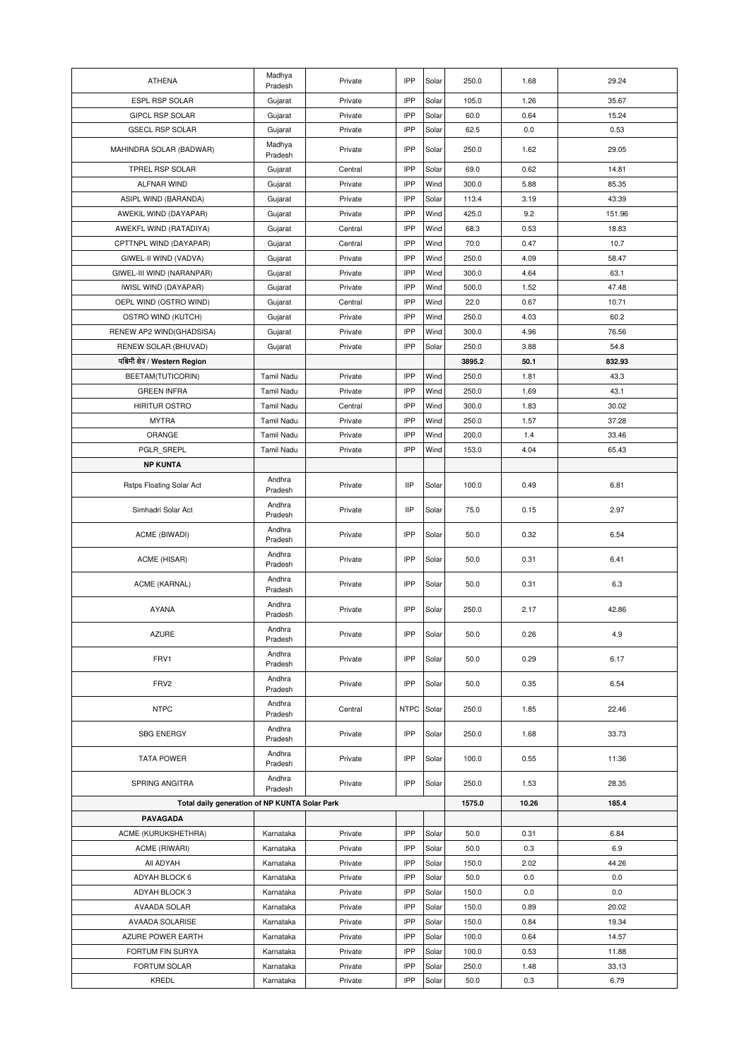| ATHENA | Madhya Pradesh | Private | IPP | Solar | 250.0 | 1.68 | 29.24 |
|---|---|---|---|---|---|---|---|
| ESPL RSP SOLAR | Gujarat | Private | IPP | Solar | 105.0 | 1.26 | 35.67 |
| GIPCL RSP SOLAR | Gujarat | Private | IPP | Solar | 60.0 | 0.64 | 15.24 |
| GSECL RSP SOLAR | Gujarat | Private | IPP | Solar | 62.5 | 0.0 | 0.53 |
| MAHINDRA SOLAR (BADWAR) | Madhya Pradesh | Private | IPP | Solar | 250.0 | 1.62 | 29.05 |
| TPREL RSP SOLAR | Gujarat | Central | IPP | Solar | 69.0 | 0.62 | 14.81 |
| ALFNAR WIND | Gujarat | Private | IPP | Wind | 300.0 | 5.88 | 85.35 |
| ASIPL WIND (BARANDA) | Gujarat | Private | IPP | Solar | 113.4 | 3.19 | 43.39 |
| AWEKIL WIND (DAYAPAR) | Gujarat | Private | IPP | Wind | 425.0 | 9.2 | 151.96 |
| AWEKFL WIND (RATADIYA) | Gujarat | Central | IPP | Wind | 68.3 | 0.53 | 18.83 |
| CPTTNPL WIND (DAYAPAR) | Gujarat | Central | IPP | Wind | 70.0 | 0.47 | 10.7 |
| GIWEL-II WIND (VADVA) | Gujarat | Private | IPP | Wind | 250.0 | 4.09 | 58.47 |
| GIWEL-III WIND (NARANPAR) | Gujarat | Private | IPP | Wind | 300.0 | 4.64 | 63.1 |
| IWISL WIND (DAYAPAR) | Gujarat | Private | IPP | Wind | 500.0 | 1.52 | 47.48 |
| OEPL WIND (OSTRO WIND) | Gujarat | Central | IPP | Wind | 22.0 | 0.67 | 10.71 |
| OSTRO WIND (KUTCH) | Gujarat | Private | IPP | Wind | 250.0 | 4.03 | 60.2 |
| RENEW AP2 WIND(GHADSISA) | Gujarat | Private | IPP | Wind | 300.0 | 4.96 | 76.56 |
| RENEW SOLAR (BHUVAD) | Gujarat | Private | IPP | Solar | 250.0 | 3.88 | 54.8 |
| **पश्चिमी क्षेत्र / Western Region** | | | | | **3895.2** | **50.1** | **832.93** |
| BEETAM(TUTICORIN) | Tamil Nadu | Private | IPP | Wind | 250.0 | 1.81 | 43.3 |
| GREEN INFRA | Tamil Nadu | Private | IPP | Wind | 250.0 | 1.69 | 43.1 |
| HIRITUR OSTRO | Tamil Nadu | Central | IPP | Wind | 300.0 | 1.83 | 30.02 |
| MYTRA | Tamil Nadu | Private | IPP | Wind | 250.0 | 1.57 | 37.28 |
| ORANGE | Tamil Nadu | Private | IPP | Wind | 200.0 | 1.4 | 33.46 |
| PGLR_SREPL | Tamil Nadu | Private | IPP | Wind | 153.0 | 4.04 | 65.43 |
| **NP KUNTA** | | | | | | | |
| Rstps Floating Solar Act | Andhra Pradesh | Private | IIP | Solar | 100.0 | 0.49 | 6.81 |
| Simhadri Solar Act | Andhra Pradesh | Private | IIP | Solar | 75.0 | 0.15 | 2.97 |
| ACME (BIWADI) | Andhra Pradesh | Private | IPP | Solar | 50.0 | 0.32 | 6.54 |
| ACME (HISAR) | Andhra Pradesh | Private | IPP | Solar | 50.0 | 0.31 | 6.41 |
| ACME (KARNAL) | Andhra Pradesh | Private | IPP | Solar | 50.0 | 0.31 | 6.3 |
| AYANA | Andhra Pradesh | Private | IPP | Solar | 250.0 | 2.17 | 42.86 |
| AZURE | Andhra Pradesh | Private | IPP | Solar | 50.0 | 0.26 | 4.9 |
| FRV1 | Andhra Pradesh | Private | IPP | Solar | 50.0 | 0.29 | 6.17 |
| FRV2 | Andhra Pradesh | Private | IPP | Solar | 50.0 | 0.35 | 6.54 |
| NTPC | Andhra Pradesh | Central | NTPC | Solar | 250.0 | 1.85 | 22.46 |
| SBG ENERGY | Andhra Pradesh | Private | IPP | Solar | 250.0 | 1.68 | 33.73 |
| TATA POWER | Andhra Pradesh | Private | IPP | Solar | 100.0 | 0.55 | 11.36 |
| SPRING ANGITRA | Andhra Pradesh | Private | IPP | Solar | 250.0 | 1.53 | 28.35 |
| **Total daily generation of NP KUNTA Solar Park** | | | | | **1575.0** | **10.26** | **185.4** |
| **PAVAGADA** | | | | | | | |
| ACME (KURUKSHETHRA) | Karnataka | Private | IPP | Solar | 50.0 | 0.31 | 6.84 |
| ACME (RIWARI) | Karnataka | Private | IPP | Solar | 50.0 | 0.3 | 6.9 |
| All ADYAH | Karnataka | Private | IPP | Solar | 150.0 | 2.02 | 44.26 |
| ADYAH BLOCK 6 | Karnataka | Private | IPP | Solar | 50.0 | 0.0 | 0.0 |
| ADYAH BLOCK 3 | Karnataka | Private | IPP | Solar | 150.0 | 0.0 | 0.0 |
| AVAADA SOLAR | Karnataka | Private | IPP | Solar | 150.0 | 0.89 | 20.02 |
| AVAADA SOLARISE | Karnataka | Private | IPP | Solar | 150.0 | 0.84 | 19.34 |
| AZURE POWER EARTH | Karnataka | Private | IPP | Solar | 100.0 | 0.64 | 14.57 |
| FORTUM FIN SURYA | Karnataka | Private | IPP | Solar | 100.0 | 0.53 | 11.88 |
| FORTUM SOLAR | Karnataka | Private | IPP | Solar | 250.0 | 1.48 | 33.13 |
| KREDL | Karnataka | Private | IPP | Solar | 50.0 | 0.3 | 6.79 |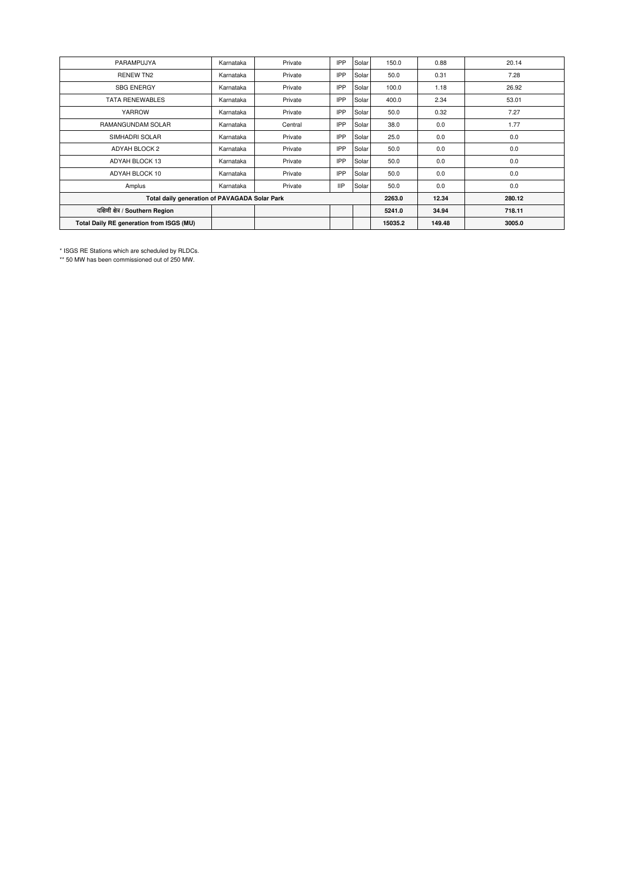| | | | | | | | |
|---|---|---|---|---|---|---|---|
| PARAMPUJYA | Karnataka | Private | IPP | Solar | 150.0 | 0.88 | 20.14 |
| RENEW TN2 | Karnataka | Private | IPP | Solar | 50.0 | 0.31 | 7.28 |
| SBG ENERGY | Karnataka | Private | IPP | Solar | 100.0 | 1.18 | 26.92 |
| TATA RENEWABLES | Karnataka | Private | IPP | Solar | 400.0 | 2.34 | 53.01 |
| YARROW | Karnataka | Private | IPP | Solar | 50.0 | 0.32 | 7.27 |
| RAMANGUNDAM SOLAR | Karnataka | Central | IPP | Solar | 38.0 | 0.0 | 1.77 |
| SIMHADRI SOLAR | Karnataka | Private | IPP | Solar | 25.0 | 0.0 | 0.0 |
| ADYAH BLOCK 2 | Karnataka | Private | IPP | Solar | 50.0 | 0.0 | 0.0 |
| ADYAH BLOCK 13 | Karnataka | Private | IPP | Solar | 50.0 | 0.0 | 0.0 |
| ADYAH BLOCK 10 | Karnataka | Private | IPP | Solar | 50.0 | 0.0 | 0.0 |
| Amplus | Karnataka | Private | IIP | Solar | 50.0 | 0.0 | 0.0 |
| **Total daily generation of PAVAGADA Solar Park** | | | | | **2263.0** | **12.34** | **280.12** |
| **दक्षिणी क्षेत्र / Southern Region** | | | | | **5241.0** | **34.94** | **718.11** |
| **Total Daily RE generation from ISGS (MU)** | | | | | **15035.2** | **149.48** | **3005.0** |

* ISGS RE Stations which are scheduled by RLDCs.

** 50 MW has been commissioned out of 250 MW.